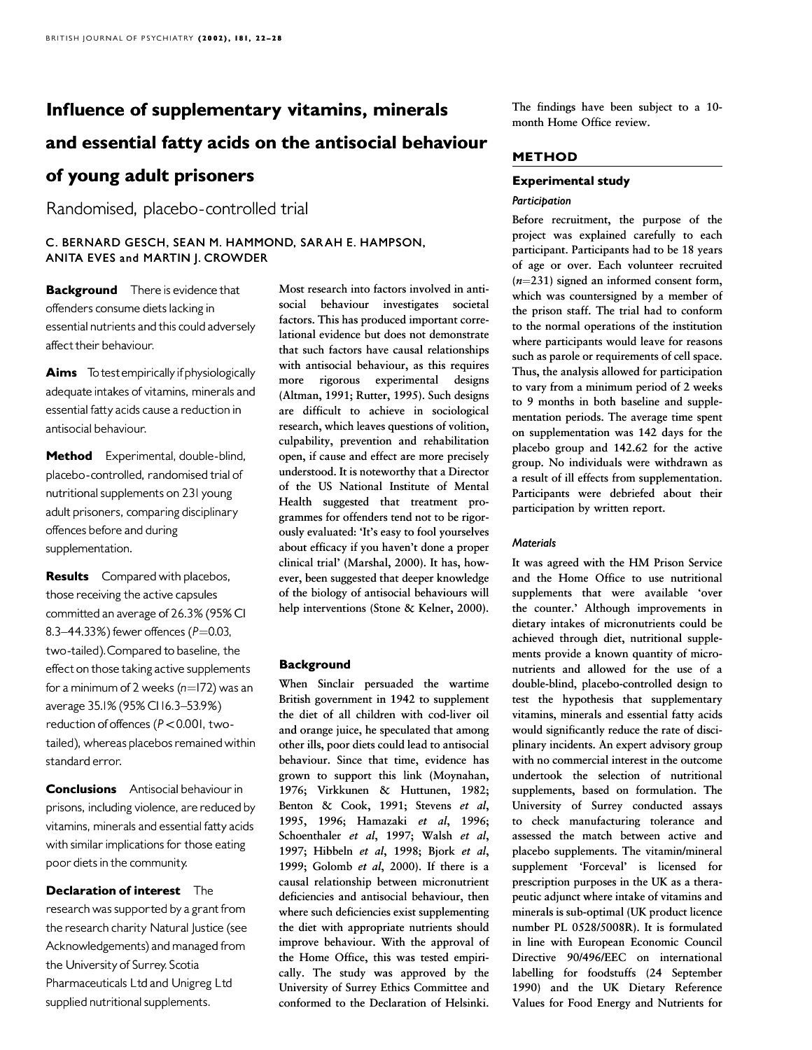# Influence of supplementary vitamins, minerals and essential fatty acids on the antisocial behaviour of young adult prisoners

## Randomised, placebo-controlled trial

C. BERNARD GESCH, SEAN M. HAMMOND, SARAH E. HAMPSON, ANITA EVES and MARTIN J. CROWDER

**Background** There is evidence that offenders consume diets lacking in essential nutrients and this could adversely affect their behaviour.

**Aims** To test empirically if physiologically adequate intakes of vitamins, minerals and essential fatty acids cause a reduction in antisocial behaviour.

**Method** Experimental, double-blind, placebo-controlled, randomised trial of nutritional supplements on 231 young adult prisoners, comparing disciplinary offences before and during supplementation.

**Results** Compared with placebos, those receiving the active capsules committed an average of 26.3% (95% CI 8.3–44.33%) fewer offences ($P=0.03$, two-tailed). Compared to baseline, the effect on those taking active supplements for a minimum of 2 weeks ($n=172$) was an average 35.1% (95% CI 16.3–53.9%) reduction of offences ($P<0.001$, two-tailed), whereas placebos remained within standard error.

**Conclusions** Antisocial behaviour in prisons, including violence, are reduced by vitamins, minerals and essential fatty acids with similar implications for those eating poor diets in the community.

**Declaration of interest** The research was supported by a grant from the research charity Natural Justice (see Acknowledgements) and managed from the University of Surrey. Scotia Pharmaceuticals Ltd and Unigreg Ltd supplied nutritional supplements.

Most research into factors involved in antisocial behaviour investigates societal factors. This has produced important correlational evidence but does not demonstrate that such factors have causal relationships with antisocial behaviour, as this requires more rigorous experimental designs (Altman, 1991; Rutter, 1995). Such designs are difficult to achieve in sociological research, which leaves questions of volition, culpability, prevention and rehabilitation open, if cause and effect are more precisely understood. It is noteworthy that a Director of the US National Institute of Mental Health suggested that treatment programmes for offenders tend not to be rigorously evaluated: 'It's easy to fool yourselves about efficacy if you haven't done a proper clinical trial' (Marshal, 2000). It has, however, been suggested that deeper knowledge of the biology of antisocial behaviours will help interventions (Stone & Kelner, 2000).

### Background

When Sinclair persuaded the wartime British government in 1942 to supplement the diet of all children with cod-liver oil and orange juice, he speculated that among other ills, poor diets could lead to antisocial behaviour. Since that time, evidence has grown to support this link (Moynahan, 1976; Virkkunen & Huttunen, 1982; Benton & Cook, 1991; Stevens *et al*, 1995, 1996; Hamazaki *et al*, 1996; Schoenthaler *et al*, 1997; Walsh *et al*, 1997; Hibbeln *et al*, 1998; Bjork *et al*, 1999; Golomb *et al*, 2000). If there is a causal relationship between micronutrient deficiencies and antisocial behaviour, then where such deficiencies exist supplementing the diet with appropriate nutrients should improve behaviour. With the approval of the Home Office, this was tested empirically. The study was approved by the University of Surrey Ethics Committee and conformed to the Declaration of Helsinki. The findings have been subject to a 10-month Home Office review.

## METHOD

### Experimental study

#### *Participation*

Before recruitment, the purpose of the project was explained carefully to each participant. Participants had to be 18 years of age or over. Each volunteer recruited ($n=231$) signed an informed consent form, which was countersigned by a member of the prison staff. The trial had to conform to the normal operations of the institution where participants would leave for reasons such as parole or requirements of cell space. Thus, the analysis allowed for participation to vary from a minimum period of 2 weeks to 9 months in both baseline and supplementation periods. The average time spent on supplementation was 142 days for the placebo group and 142.62 for the active group. No individuals were withdrawn as a result of ill effects from supplementation. Participants were debriefed about their participation by written report.

#### *Materials*

It was agreed with the HM Prison Service and the Home Office to use nutritional supplements that were available 'over the counter.' Although improvements in dietary intakes of micronutrients could be achieved through diet, nutritional supplements provide a known quantity of micronutrients and allowed for the use of a double-blind, placebo-controlled design to test the hypothesis that supplementary vitamins, minerals and essential fatty acids would significantly reduce the rate of disciplinary incidents. An expert advisory group with no commercial interest in the outcome undertook the selection of nutritional supplements, based on formulation. The University of Surrey conducted assays to check manufacturing tolerance and assessed the match between active and placebo supplements. The vitamin/mineral supplement 'Forceval' is licensed for prescription purposes in the UK as a therapeutic adjunct where intake of vitamins and minerals is sub-optimal (UK product licence number PL 0528/5008R). It is formulated in line with European Economic Council Directive 90/496/EEC on international labelling for foodstuffs (24 September 1990) and the UK Dietary Reference Values for Food Energy and Nutrients for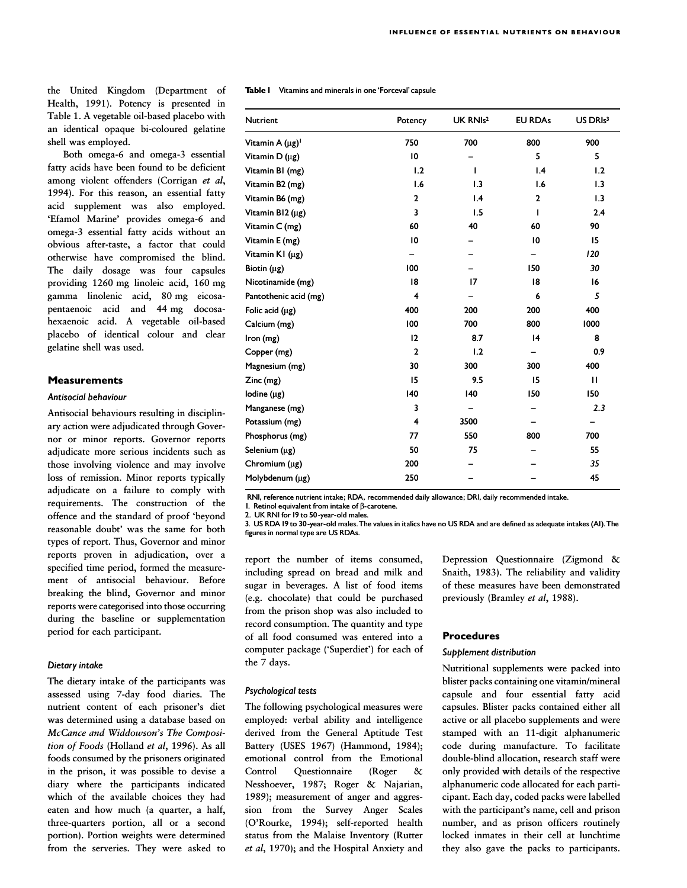the United Kingdom (Department of Health, 1991). Potency is presented in Table 1. A vegetable oil-based placebo with an identical opaque bi-coloured gelatine shell was employed.

Both omega-6 and omega-3 essential fatty acids have been found to be deficient among violent offenders (Corrigan *et al*, 1994). For this reason, an essential fatty acid supplement was also employed. 'Efamol Marine' provides omega-6 and omega-3 essential fatty acids without an obvious after-taste, a factor that could otherwise have compromised the blind. The daily dosage was four capsules providing 1260 mg linoleic acid, 160 mg gamma linolenic acid, 80 mg eicosapentaenoic acid and 44 mg docosahexaenoic acid. A vegetable oil-based placebo of identical colour and clear gelatine shell was used.

**Table 1** Vitamins and minerals in one 'Forceval' capsule

| Nutrient | Potency | UK RNIs[2] | EU RDAs | US DRIs[3] |
|---|---|---|---|---|
| Vitamin A (μg)[1] | 750 | 700 | 800 | 900 |
| Vitamin D (μg) | 10 | – | 5 | 5 |
| Vitamin B1 (mg) | 1.2 | 1 | 1.4 | 1.2 |
| Vitamin B2 (mg) | 1.6 | 1.3 | 1.6 | 1.3 |
| Vitamin B6 (mg) | 2 | 1.4 | 2 | 1.3 |
| Vitamin B12 (μg) | 3 | 1.5 | 1 | 2.4 |
| Vitamin C (mg) | 60 | 40 | 60 | 90 |
| Vitamin E (mg) | 10 | – | 10 | 15 |
| Vitamin K1 (μg) | – | – | – | *120* |
| Biotin (μg) | 100 | – | 150 | *30* |
| Nicotinamide (mg) | 18 | 17 | 18 | 16 |
| Pantothenic acid (mg) | 4 | – | 6 | *5* |
| Folic acid (μg) | 400 | 200 | 200 | 400 |
| Calcium (mg) | 100 | 700 | 800 | 1000 |
| Iron (mg) | 12 | 8.7 | 14 | 8 |
| Copper (mg) | 2 | 1.2 | – | 0.9 |
| Magnesium (mg) | 30 | 300 | 300 | 400 |
| Zinc (mg) | 15 | 9.5 | 15 | 11 |
| Iodine (μg) | 140 | 140 | 150 | 150 |
| Manganese (mg) | 3 | – | – | *2.3* |
| Potassium (mg) | 4 | 3500 | – | – |
| Phosphorus (mg) | 77 | 550 | 800 | 700 |
| Selenium (μg) | 50 | 75 | – | 55 |
| Chromium (μg) | 200 | – | – | *35* |
| Molybdenum (μg) | 250 | – | – | 45 |

RNI, reference nutrient intake; RDA, recommended daily allowance; DRI, daily recommended intake.
1. Retinol equivalent from intake of β-carotene.
2. UK RNI for 19 to 50-year-old males.
3. US RDA 19 to 30-year-old males. The values in italics have no US RDA and are defined as adequate intakes (AI). The figures in normal type are US RDAs.

## Measurements

### *Antisocial behaviour*

Antisocial behaviours resulting in disciplinary action were adjudicated through Governor or minor reports. Governor reports adjudicate more serious incidents such as those involving violence and may involve loss of remission. Minor reports typically adjudicate on a failure to comply with requirements. The construction of the offence and the standard of proof 'beyond reasonable doubt' was the same for both types of report. Thus, Governor and minor reports proven in adjudication, over a specified time period, formed the measurement of antisocial behaviour. Before breaking the blind, Governor and minor reports were categorised into those occurring during the baseline or supplementation period for each participant.

### *Dietary intake*

The dietary intake of the participants was assessed using 7-day food diaries. The nutrient content of each prisoner's diet was determined using a database based on *McCance and Widdowson's The Composition of Foods* (Holland *et al*, 1996). As all foods consumed by the prisoners originated in the prison, it was possible to devise a diary where the participants indicated which of the available choices they had eaten and how much (a quarter, a half, three-quarters portion, all or a second portion). Portion weights were determined from the serveries. They were asked to report the number of items consumed, including spread on bread and milk and sugar in beverages. A list of food items (e.g. chocolate) that could be purchased from the prison shop was also included to record consumption. The quantity and type of all food consumed was entered into a computer package ('Superdiet') for each of the 7 days.

### *Psychological tests*

The following psychological measures were employed: verbal ability and intelligence derived from the General Aptitude Test Battery (USES 1967) (Hammond, 1984); emotional control from the Emotional Control Questionnaire (Roger & Nesshoever, 1987; Roger & Najarian, 1989); measurement of anger and aggression from the Survey Anger Scales (O'Rourke, 1994); self-reported health status from the Malaise Inventory (Rutter *et al*, 1970); and the Hospital Anxiety and Depression Questionnaire (Zigmond & Snaith, 1983). The reliability and validity of these measures have been demonstrated previously (Bramley *et al*, 1988).

## Procedures

### *Supplement distribution*

Nutritional supplements were packed into blister packs containing one vitamin/mineral capsule and four essential fatty acid capsules. Blister packs contained either all active or all placebo supplements and were stamped with an 11-digit alphanumeric code during manufacture. To facilitate double-blind allocation, research staff were only provided with details of the respective alphanumeric code allocated for each participant. Each day, coded packs were labelled with the participant's name, cell and prison number, and as prison officers routinely locked inmates in their cell at lunchtime they also gave the packs to participants.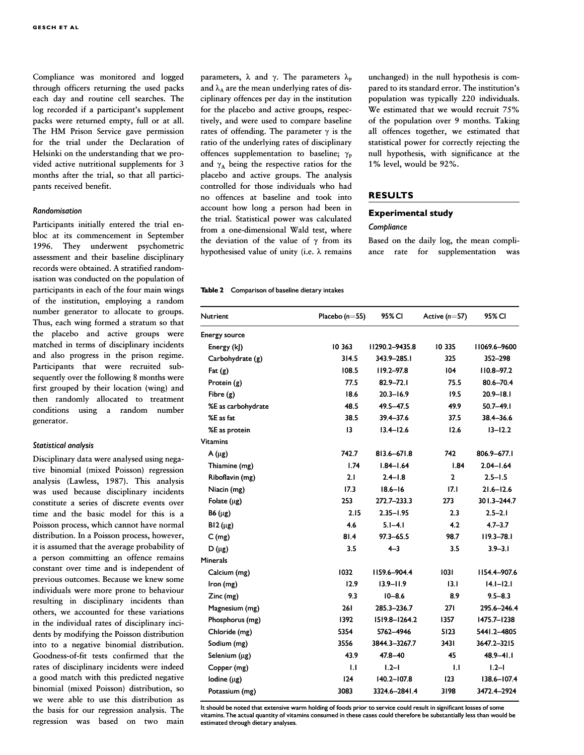Compliance was monitored and logged through officers returning the used packs each day and routine cell searches. The log recorded if a participant's supplement packs were returned empty, full or at all. The HM Prison Service gave permission for the trial under the Declaration of Helsinki on the understanding that we provided active nutritional supplements for 3 months after the trial, so that all participants received benefit.

### *Randomisation*

Participants initially entered the trial en-bloc at its commencement in September 1996. They underwent psychometric assessment and their baseline disciplinary records were obtained. A stratified randomisation was conducted on the population of participants in each of the four main wings of the institution, employing a random number generator to allocate to groups. Thus, each wing formed a stratum so that the placebo and active groups were matched in terms of disciplinary incidents and also progress in the prison regime. Participants that were recruited subsequently over the following 8 months were first grouped by their location (wing) and then randomly allocated to treatment conditions using a random number generator.

### *Statistical analysis*

Disciplinary data were analysed using negative binomial (mixed Poisson) regression analysis (Lawless, 1987). This analysis was used because disciplinary incidents constitute a series of discrete events over time and the basic model for this is a Poisson process, which cannot have normal distribution. In a Poisson process, however, it is assumed that the average probability of a person committing an offence remains constant over time and is independent of previous outcomes. Because we knew some individuals were more prone to behaviour resulting in disciplinary incidents than others, we accounted for these variations in the individual rates of disciplinary incidents by modifying the Poisson distribution into to a negative binomial distribution. Goodness-of-fit tests confirmed that the rates of disciplinary incidents were indeed a good match with this predicted negative binomial (mixed Poisson) distribution, so we were able to use this distribution as the basis for our regression analysis. The regression was based on two main parameters, $\lambda$ and $\gamma$. The parameters $\lambda_P$ and $\lambda_A$ are the mean underlying rates of disciplinary offences per day in the institution for the placebo and active groups, respectively, and were used to compare baseline rates of offending. The parameter $\gamma$ is the ratio of the underlying rates of disciplinary offences supplementation to baseline; $\gamma_P$ and $\gamma_A$ being the respective ratios for the placebo and active groups. The analysis controlled for those individuals who had no offences at baseline and took into account how long a person had been in the trial. Statistical power was calculated from a one-dimensional Wald test, where the deviation of the value of $\gamma$ from its hypothesised value of unity (i.e. $\lambda$ remains unchanged) in the null hypothesis is compared to its standard error. The institution's population was typically 220 individuals. We estimated that we would recruit 75% of the population over 9 months. Taking all offences together, we estimated that statistical power for correctly rejecting the null hypothesis, with significance at the 1% level, would be 92%.

## RESULTS

### Experimental study

#### *Compliance*

Based on the daily log, the mean compliance rate for supplementation was

**Table 2** Comparison of baseline dietary intakes

| Nutrient | Placebo ($n$=55) | 95% CI | Active ($n$=57) | 95% CI |
|---|---|---|---|---|
| Energy source | | | | |
| Energy (kJ) | 10 363 | 11290.2–9435.8 | 10 335 | 11069.6–9600 |
| Carbohydrate (g) | 314.5 | 343.9–285.1 | 325 | 352–298 |
| Fat (g) | 108.5 | 119.2–97.8 | 104 | 110.8–97.2 |
| Protein (g) | 77.5 | 82.9–72.1 | 75.5 | 80.6–70.4 |
| Fibre (g) | 18.6 | 20.3–16.9 | 19.5 | 20.9–18.1 |
| %E as carbohydrate | 48.5 | 49.5–47.5 | 49.9 | 50.7–49.1 |
| %E as fat | 38.5 | 39.4–37.6 | 37.5 | 38.4–36.6 |
| %E as protein | 13 | 13.4–12.6 | 12.6 | 13–12.2 |
| Vitamins | | | | |
| A (μg) | 742.7 | 813.6–671.8 | 742 | 806.9–677.1 |
| Thiamine (mg) | 1.74 | 1.84–1.64 | 1.84 | 2.04–1.64 |
| Riboflavin (mg) | 2.1 | 2.4–1.8 | 2 | 2.5–1.5 |
| Niacin (mg) | 17.3 | 18.6–16 | 17.1 | 21.6–12.6 |
| Folate (μg) | 253 | 272.7–233.3 | 273 | 301.3–244.7 |
| B6 (μg) | 2.15 | 2.35–1.95 | 2.3 | 2.5–2.1 |
| B12 (μg) | 4.6 | 5.1–4.1 | 4.2 | 4.7–3.7 |
| C (mg) | 81.4 | 97.3–65.5 | 98.7 | 119.3–78.1 |
| D (μg) | 3.5 | 4–3 | 3.5 | 3.9–3.1 |
| Minerals | | | | |
| Calcium (mg) | 1032 | 1159.6–904.4 | 1031 | 1154.4–907.6 |
| Iron (mg) | 12.9 | 13.9–11.9 | 13.1 | 14.1–12.1 |
| Zinc (mg) | 9.3 | 10–8.6 | 8.9 | 9.5–8.3 |
| Magnesium (mg) | 261 | 285.3–236.7 | 271 | 295.6–246.4 |
| Phosphorus (mg) | 1392 | 1519.8–1264.2 | 1357 | 1475.7–1238 |
| Chloride (mg) | 5354 | 5762–4946 | 5123 | 5441.2–4805 |
| Sodium (mg) | 3556 | 3844.3–3267.7 | 3431 | 3647.2–3215 |
| Selenium (μg) | 43.9 | 47.8–40 | 45 | 48.9–41.1 |
| Copper (mg) | 1.1 | 1.2–1 | 1.1 | 1.2–1 |
| Iodine (μg) | 124 | 140.2–107.8 | 123 | 138.6–107.4 |
| Potassium (mg) | 3083 | 3324.6–2841.4 | 3198 | 3472.4–2924 |

It should be noted that extensive warm holding of foods prior to service could result in significant losses of some vitamins. The actual quantity of vitamins consumed in these cases could therefore be substantially less than would be estimated through dietary analyses.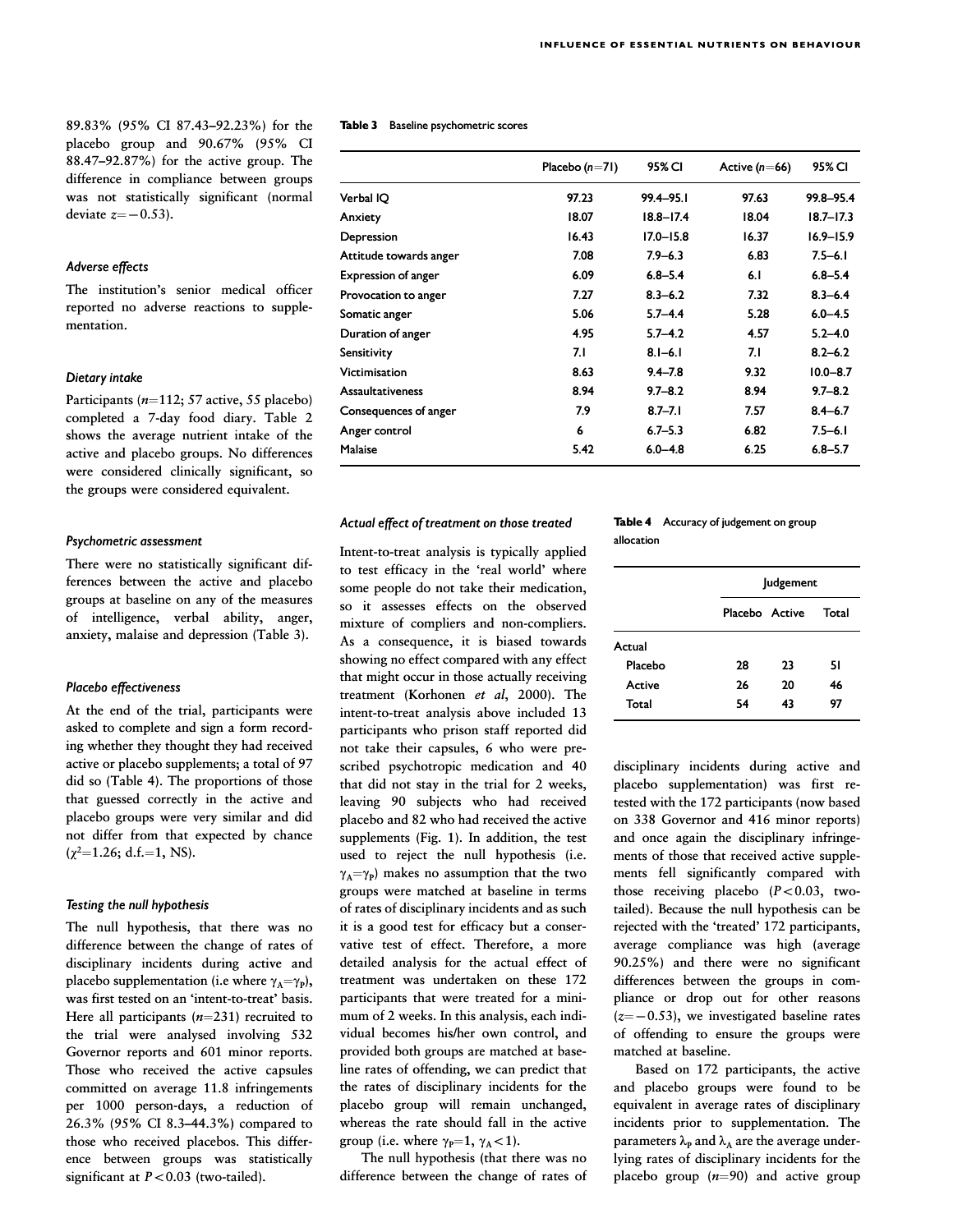89.83% (95% CI 87.43–92.23%) for the placebo group and 90.67% (95% CI 88.47–92.87%) for the active group. The difference in compliance between groups was not statistically significant (normal deviate $z = -0.53$).

### Adverse effects

The institution's senior medical officer reported no adverse reactions to supplementation.

### Dietary intake

Participants ($n$=112; 57 active, 55 placebo) completed a 7-day food diary. Table 2 shows the average nutrient intake of the active and placebo groups. No differences were considered clinically significant, so the groups were considered equivalent.

### Psychometric assessment

There were no statistically significant differences between the active and placebo groups at baseline on any of the measures of intelligence, verbal ability, anger, anxiety, malaise and depression (Table 3).

**Table 3** Baseline psychometric scores

| | Placebo ($n$=71) | 95% CI | Active ($n$=66) | 95% CI |
|---|---|---|---|---|
| Verbal IQ | 97.23 | 99.4–95.1 | 97.63 | 99.8–95.4 |
| Anxiety | 18.07 | 18.8–17.4 | 18.04 | 18.7–17.3 |
| Depression | 16.43 | 17.0–15.8 | 16.37 | 16.9–15.9 |
| Attitude towards anger | 7.08 | 7.9–6.3 | 6.83 | 7.5–6.1 |
| Expression of anger | 6.09 | 6.8–5.4 | 6.1 | 6.8–5.4 |
| Provocation to anger | 7.27 | 8.3–6.2 | 7.32 | 8.3–6.4 |
| Somatic anger | 5.06 | 5.7–4.4 | 5.28 | 6.0–4.5 |
| Duration of anger | 4.95 | 5.7–4.2 | 4.57 | 5.2–4.0 |
| Sensitivity | 7.1 | 8.1–6.1 | 7.1 | 8.2–6.2 |
| Victimisation | 8.63 | 9.4–7.8 | 9.32 | 10.0–8.7 |
| Assaultativeness | 8.94 | 9.7–8.2 | 8.94 | 9.7–8.2 |
| Consequences of anger | 7.9 | 8.7–7.1 | 7.57 | 8.4–6.7 |
| Anger control | 6 | 6.7–5.3 | 6.82 | 7.5–6.1 |
| Malaise | 5.42 | 6.0–4.8 | 6.25 | 6.8–5.7 |

### Placebo effectiveness

At the end of the trial, participants were asked to complete and sign a form recording whether they thought they had received active or placebo supplements; a total of 97 did so (Table 4). The proportions of those that guessed correctly in the active and placebo groups were very similar and did not differ from that expected by chance ($\chi^2$=1.26; d.f.=1, NS).

**Table 4** Accuracy of judgement on group allocation

| | Judgement | | |
|---|---|---|---|
| | Placebo | Active | Total |
| Actual | | | |
| Placebo | 28 | 23 | 51 |
| Active | 26 | 20 | 46 |
| Total | 54 | 43 | 97 |

### Testing the null hypothesis

The null hypothesis, that there was no difference between the change of rates of disciplinary incidents during active and placebo supplementation (i.e where $\gamma_A = \gamma_P$), was first tested on an 'intent-to-treat' basis. Here all participants ($n$=231) recruited to the trial were analysed involving 532 Governor reports and 601 minor reports. Those who received the active capsules committed on average 11.8 infringements per 1000 person-days, a reduction of 26.3% (95% CI 8.3–44.3%) compared to those who received placebos. This difference between groups was statistically significant at $P<0.03$ (two-tailed).

### Actual effect of treatment on those treated

Intent-to-treat analysis is typically applied to test efficacy in the 'real world' where some people do not take their medication, so it assesses effects on the observed mixture of compliers and non-compliers. As a consequence, it is biased towards showing no effect compared with any effect that might occur in those actually receiving treatment (Korhonen *et al*, 2000). The intent-to-treat analysis above included 13 participants who prison staff reported did not take their capsules, 6 who were prescribed psychotropic medication and 40 that did not stay in the trial for 2 weeks, leaving 90 subjects who had received placebo and 82 who had received the active supplements (Fig. 1). In addition, the test used to reject the null hypothesis (i.e. $\gamma_A = \gamma_P$) makes no assumption that the two groups were matched at baseline in terms of rates of disciplinary incidents but as such it is a good test for efficacy but a conservative test of effect. Therefore, a more detailed analysis for the actual effect of treatment was undertaken on these 172 participants that were treated for a minimum of 2 weeks. In this analysis, each individual becomes his/her own control, and provided both groups are matched at baseline rates of offending, we can predict that the rates of disciplinary incidents for the placebo group will remain unchanged, whereas the rate should fall in the active group (i.e. where $\gamma_P = 1$, $\gamma_A < 1$).

The null hypothesis (that there was no difference between the change of rates of disciplinary incidents during active and placebo supplementation) was first retested with the 172 participants (now based on 338 Governor and 416 minor reports) and once again the disciplinary infringements of those that received active supplements fell significantly compared with those receiving placebo ($P<0.03$, two-tailed). Because the null hypothesis can be rejected with the 'treated' 172 participants, average compliance was high (average 90.25%) and there were no significant differences between the groups in compliance or drop out for other reasons ($z = -0.53$), we investigated baseline rates of offending to ensure the groups were matched at baseline.

Based on 172 participants, the active and placebo groups were found to be equivalent in average rates of disciplinary incidents prior to supplementation. The parameters $\lambda_P$ and $\lambda_A$ are the average underlying rates of disciplinary incidents for the placebo group ($n$=90) and active group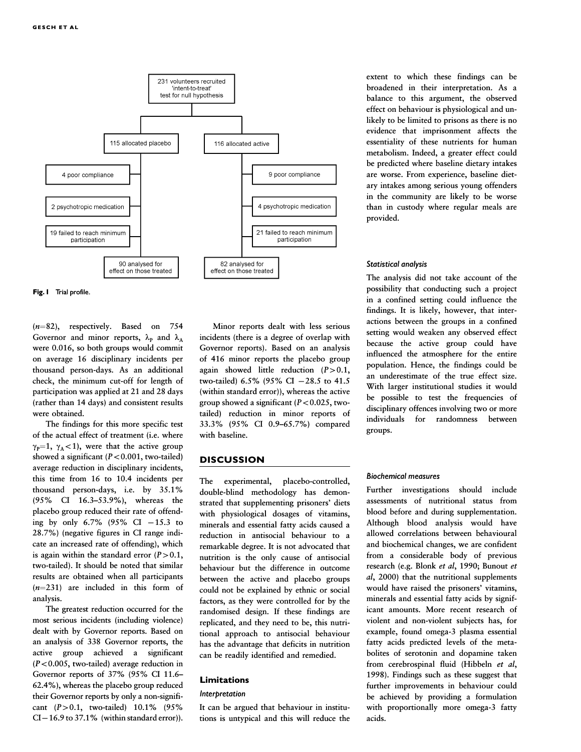231 volunteers recruited
'intent-to-treat'
test for null hypothesis

115 allocated placebo

116 allocated active

4 poor compliance

9 poor compliance

2 psychotropic medication

4 psychotropic medication

19 failed to reach minimum participation

21 failed to reach minimum participation

90 analysed for effect on those treated

82 analysed for effect on those treated

**Fig. 1** Trial profile.

($n$=82), respectively. Based on 754 Governor and minor reports, $\lambda_P$ and $\lambda_A$ were 0.016, so both groups would commit on average 16 disciplinary incidents per thousand person-days. As an additional check, the minimum cut-off for length of participation was applied at 21 and 28 days (rather than 14 days) and consistent results were obtained.

The findings for this more specific test of the actual effect of treatment (i.e. where $\gamma_P$=1, $\gamma_A$<1), were that the active group showed a significant ($P$<0.001, two-tailed) average reduction in disciplinary incidents, this time from 16 to 10.4 incidents per thousand person-days, i.e. by 35.1% (95% CI 16.3–53.9%), whereas the placebo group reduced their rate of offending by only 6.7% (95% CI −15.3 to 28.7%) (negative figures in CI range indicate an increased rate of offending), which is again within the standard error ($P$>0.1, two-tailed). It should be noted that similar results are obtained when all participants ($n$=231) are included in this form of analysis.

The greatest reduction occurred for the most serious incidents (including violence) dealt with by Governor reports. Based on an analysis of 338 Governor reports, the active group achieved a significant ($P$<0.005, two-tailed) average reduction in Governor reports of 37% (95% CI 11.6–62.4%), whereas the placebo group reduced their Governor reports by only a non-significant ($P$>0.1, two-tailed) 10.1% (95% CI−16.9 to 37.1% (within standard error)).

Minor reports dealt with less serious incidents (there is a degree of overlap with Governor reports). Based on an analysis of 416 minor reports the placebo group again showed little reduction ($P$>0.1, two-tailed) 6.5% (95% CI −28.5 to 41.5 (within standard error)), whereas the active group showed a significant ($P$<0.025, two-tailed) reduction in minor reports of 33.3% (95% CI 0.9–65.7%) compared with baseline.

## DISCUSSION

The experimental, placebo-controlled, double-blind methodology has demonstrated that supplementing prisoners' diets with physiological dosages of vitamins, minerals and essential fatty acids caused a reduction in antisocial behaviour to a remarkable degree. It is not advocated that nutrition is the only cause of antisocial behaviour but the difference in outcome between the active and placebo groups could not be explained by ethnic or social factors, as they were controlled for by the randomised design. If these findings are replicated, and they need to be, this nutritional approach to antisocial behaviour has the advantage that deficits in nutrition can be readily identified and remedied.

### Limitations

#### *Interpretation*

It can be argued that behaviour in institutions is untypical and this will reduce the extent to which these findings can be broadened in their interpretation. As a balance to this argument, the observed effect on behaviour is physiological and unlikely to be limited to prisons as there is no evidence that imprisonment affects the essentiality of these nutrients for human metabolism. Indeed, a greater effect could be predicted where baseline dietary intakes are worse. From experience, baseline dietary intakes among serious young offenders in the community are likely to be worse than in custody where regular meals are provided.

#### *Statistical analysis*

The analysis did not take account of the possibility that conducting such a project in a confined setting could influence the findings. It is likely, however, that interactions between the groups in a confined setting would weaken any observed effect because the active group could have influenced the atmosphere for the entire population. Hence, the findings could be an underestimate of the true effect size. With larger institutional studies it would be possible to test the frequencies of disciplinary offences involving two or more individuals for randomness between groups.

#### *Biochemical measures*

Further investigations should include assessments of nutritional status from blood before and during supplementation. Although blood analysis would have allowed correlations between behavioural and biochemical changes, we are confident from a considerable body of previous research (e.g. Blonk *et al*, 1990; Bunout *et al*, 2000) that the nutritional supplements would have raised the prisoners' vitamins, minerals and essential fatty acids by significant amounts. More recent research of violent and non-violent subjects has, for example, found omega-3 plasma essential fatty acids predicted levels of the metabolites of serotonin and dopamine taken from cerebrospinal fluid (Hibbeln *et al*, 1998). Findings such as these suggest that further improvements in behaviour could be achieved by providing a formulation with proportionally more omega-3 fatty acids.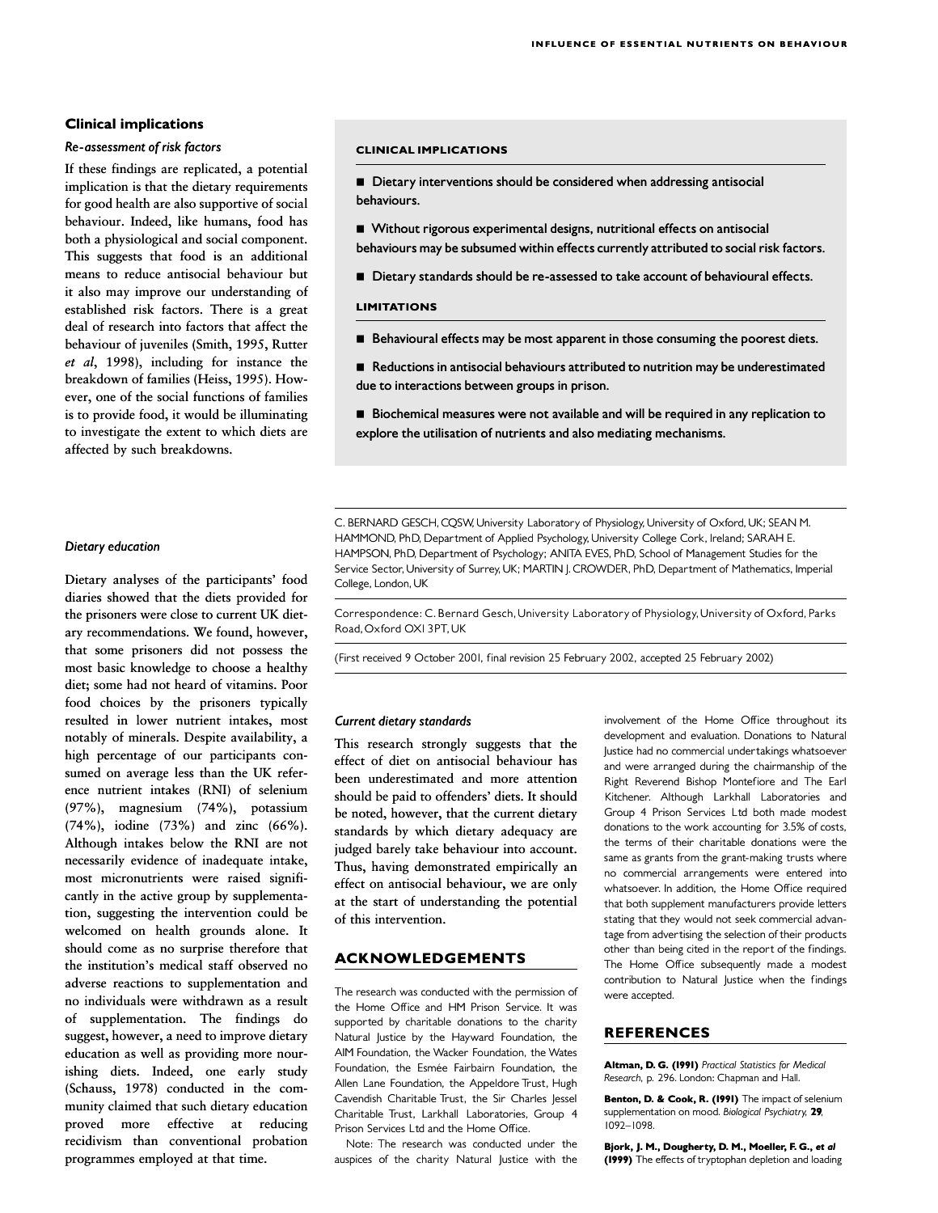## Clinical implications

### *Re-assessment of risk factors*

If these findings are replicated, a potential implication is that the dietary requirements for good health are also supportive of social behaviour. Indeed, like humans, food has both a physiological and social component. This suggests that food is an additional means to reduce antisocial behaviour but it also may improve our understanding of established risk factors. There is a great deal of research into factors that affect the behaviour of juveniles (Smith, 1995, Rutter *et al*, 1998), including for instance the breakdown of families (Heiss, 1995). However, one of the social functions of families is to provide food, it would be illuminating to investigate the extent to which diets are affected by such breakdowns.

### *Dietary education*

Dietary analyses of the participants' food diaries showed that the diets provided for the prisoners were close to current UK dietary recommendations. We found, however, that some prisoners did not possess the most basic knowledge to choose a healthy diet; some had not heard of vitamins. Poor food choices by the prisoners typically resulted in lower nutrient intakes, most notably of minerals. Despite availability, a high percentage of our participants consumed on average less than the UK reference nutrient intakes (RNI) of selenium (97%), magnesium (74%), potassium (74%), iodine (73%) and zinc (66%). Although intakes below the RNI are not necessarily evidence of inadequate intake, most micronutrients were raised significantly in the active group by supplementation, suggesting the intervention could be welcomed on health grounds alone. It should come as no surprise therefore that the institution's medical staff observed no adverse reactions to supplementation and no individuals were withdrawn as a result of supplementation. The findings do suggest, however, a need to improve dietary education as well as providing more nourishing diets. Indeed, one early study (Schauss, 1978) conducted in the community claimed that such dietary education proved more effective at reducing recidivism than conventional probation programmes employed at that time.

### *Current dietary standards*

This research strongly suggests that the effect of diet on antisocial behaviour has been underestimated and more attention should be paid to offenders' diets. It should be noted, however, that the current dietary standards by which dietary adequacy are judged barely take behaviour into account. Thus, having demonstrated empirically an effect on antisocial behaviour, we are only at the start of understanding the potential of this intervention.

**CLINICAL IMPLICATIONS**

- Dietary interventions should be considered when addressing antisocial behaviours.
- Without rigorous experimental designs, nutritional effects on antisocial behaviours may be subsumed within effects currently attributed to social risk factors.
- Dietary standards should be re-assessed to take account of behavioural effects.

**LIMITATIONS**

- Behavioural effects may be most apparent in those consuming the poorest diets.
- Reductions in antisocial behaviours attributed to nutrition may be underestimated due to interactions between groups in prison.
- Biochemical measures were not available and will be required in any replication to explore the utilisation of nutrients and also mediating mechanisms.

C. BERNARD GESCH, CQSW, University Laboratory of Physiology, University of Oxford, UK; SEAN M. HAMMOND, PhD, Department of Applied Psychology, University College Cork, Ireland; SARAH E. HAMPSON, PhD, Department of Psychology; ANITA EVES, PhD, School of Management Studies for the Service Sector, University of Surrey, UK; MARTIN J. CROWDER, PhD, Department of Mathematics, Imperial College, London, UK

Correspondence: C. Bernard Gesch, University Laboratory of Physiology, University of Oxford, Parks Road, Oxford OX1 3PT, UK

(First received 9 October 2001, final revision 25 February 2002, accepted 25 February 2002)

## ACKNOWLEDGEMENTS

The research was conducted with the permission of the Home Office and HM Prison Service. It was supported by charitable donations to the charity Natural Justice by the Hayward Foundation, the AIM Foundation, the Wacker Foundation, the Wates Foundation, the Esmée Fairbairn Foundation, the Allen Lane Foundation, the Appeldore Trust, Hugh Cavendish Charitable Trust, the Sir Charles Jessel Charitable Trust, Larkhall Laboratories, Group 4 Prison Services Ltd and the Home Office.

Note: The research was conducted under the auspices of the charity Natural Justice with the involvement of the Home Office throughout its development and evaluation. Donations to Natural Justice had no commercial undertakings whatsoever and were arranged during the chairmanship of the Right Reverend Bishop Montefiore and The Earl Kitchener. Although Larkhall Laboratories and Group 4 Prison Services Ltd both made modest donations to the work accounting for 3.5% of costs, the terms of their charitable donations were the same as grants from the grant-making trusts where no commercial arrangements were entered into whatsoever. In addition, the Home Office required that both supplement manufacturers provide letters stating that they would not seek commercial advantage from advertising the selection of their products other than being cited in the report of the findings. The Home Office subsequently made a modest contribution to Natural Justice when the findings were accepted.

## REFERENCES

**Altman, D. G. (1991)** *Practical Statistics for Medical Research*, p. 296. London: Chapman and Hall.

**Benton, D. & Cook, R. (1991)** The impact of selenium supplementation on mood. *Biological Psychiatry,* **29**, 1092–1098.

**Bjork, J. M., Dougherty, D. M., Moeller, F. G., *et al* (1999)** The effects of tryptophan depletion and loading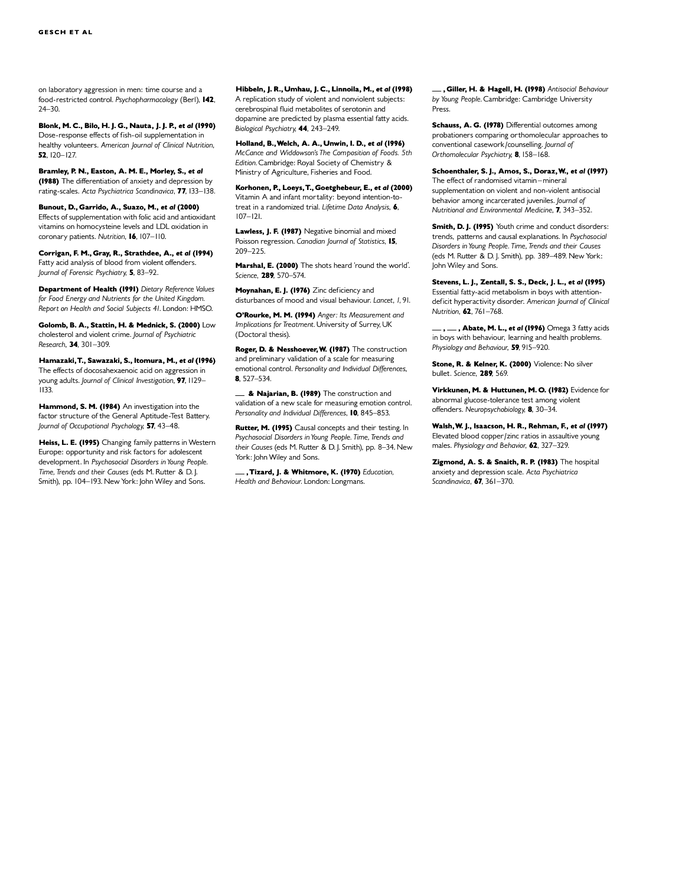on laboratory aggression in men: time course and a food-restricted control. *Psychopharmacology* (Berl), **142**, 24–30.

**Blonk, M. C., Bilo, H. J. G., Nauta, J. J. P., *et al* (1990)** Dose-response effects of fish-oil supplementation in healthy volunteers. *American Journal of Clinical Nutrition*, **52**, 120–127.

**Bramley, P. N., Easton, A. M. E., Morley, S., *et al* (1988)** The differentiation of anxiety and depression by rating-scales. *Acta Psychiatrica Scandinavica*, **77**, 133–138.

**Bunout, D., Garrido, A., Suazo, M., *et al* (2000)** Effects of supplementation with folic acid and antioxidant vitamins on homocysteine levels and LDL oxidation in coronary patients. *Nutrition*, **16**, 107–110.

**Corrigan, F. M., Gray, R., Strathdee, A., *et al* (1994)** Fatty acid analysis of blood from violent offenders. *Journal of Forensic Psychiatry*, **5**, 83–92.

**Department of Health (1991)** *Dietary Reference Values for Food Energy and Nutrients for the United Kingdom. Report on Health and Social Subjects 41*. London: HMSO.

**Golomb, B. A., Stattin, H. & Mednick, S. (2000)** Low cholesterol and violent crime. *Journal of Psychiatric Research*, **34**, 301–309.

**Hamazaki, T., Sawazaki, S., Itomura, M., *et al* (1996)** The effects of docosahexaenoic acid on aggression in young adults. *Journal of Clinical Investigation*, **97**, 1129–1133.

**Hammond, S. M. (1984)** An investigation into the factor structure of the General Aptitude-Test Battery. *Journal of Occupational Psychology*, **57**, 43–48.

**Heiss, L. E. (1995)** Changing family patterns in Western Europe: opportunity and risk factors for adolescent development. In *Psychosocial Disorders in Young People. Time, Trends and their Causes* (eds M. Rutter & D. J. Smith), pp. 104–193. New York: John Wiley and Sons.

**Hibbeln, J. R., Umhau, J. C., Linnoila, M., *et al* (1998)** A replication study of violent and nonviolent subjects: cerebrospinal fluid metabolites of serotonin and dopamine are predicted by plasma essential fatty acids. *Biological Psychiatry*, **44**, 243–249.

**Holland, B., Welch, A. A., Unwin, I. D., *et al* (1996)** *McCance and Widdowson's The Composition of Foods. 5th Edition.* Cambridge: Royal Society of Chemistry & Ministry of Agriculture, Fisheries and Food.

**Korhonen, P., Loeys, T., Goetghebeur, E., *et al* (2000)** Vitamin A and infant mortality: beyond intention-to-treat in a randomized trial. *Lifetime Data Analysis*, **6**, 107–121.

**Lawless, J. F. (1987)** Negative binomial and mixed Poisson regression. *Canadian Journal of Statistics*, **15**, 209–225.

**Marshal, E. (2000)** The shots heard 'round the world'. *Science*, **289**, 570–574.

**Moynahan, E. J. (1976)** Zinc deficiency and disturbances of mood and visual behaviour. *Lancet*, *1*, 91.

**O'Rourke, M. M. (1994)** *Anger: Its Measurement and Implications for Treatment.* University of Surrey, UK (Doctoral thesis).

**Roger, D. & Nesshoever, W. (1987)** The construction and preliminary validation of a scale for measuring emotional control. *Personality and Individual Differences*, **8**, 527–534.

**\_\_ & Najarian, B. (1989)** The construction and validation of a new scale for measuring emotion control. *Personality and Individual Differences*, **10**, 845–853.

**Rutter, M. (1995)** Causal concepts and their testing. In *Psychosocial Disorders in Young People. Time, Trends and their Causes* (eds M. Rutter & D. J. Smith), pp. 8–34. New York: John Wiley and Sons.

**\_\_ , Tizard, J. & Whitmore, K. (1970)** *Education, Health and Behaviour.* London: Longmans.

**\_\_ , Giller, H. & Hagell, H. (1998)** *Antisocial Behaviour by Young People.* Cambridge: Cambridge University Press.

**Schauss, A. G. (1978)** Differential outcomes among probationers comparing orthomolecular approaches to conventional casework/counselling. *Journal of Orthomolecular Psychiatry*, **8**, 158–168.

**Schoenthaler, S. J., Amos, S., Doraz, W., *et al* (1997)** The effect of randomised vitamin–mineral supplementation on violent and non-violent antisocial behavior among incarcerated juveniles. *Journal of Nutritional and Environmental Medicine*, **7**, 343–352.

**Smith, D. J. (1995)** Youth crime and conduct disorders: trends, patterns and causal explanations. In *Psychosocial Disorders in Young People. Time, Trends and their Causes* (eds M. Rutter & D. J. Smith), pp. 389–489. New York: John Wiley and Sons.

**Stevens, L. J., Zentall, S. S., Deck, J. L., *et al* (1995)** Essential fatty-acid metabolism in boys with attention-deficit hyperactivity disorder. *American Journal of Clinical Nutrition*, **62**, 761–768.

**\_\_ , \_\_ , Abate, M. L., *et al* (1996)** Omega 3 fatty acids in boys with behaviour, learning and health problems. *Physiology and Behaviour*, **59**, 915–920.

**Stone, R. & Kelner, K. (2000)** Violence: No silver bullet. *Science*, **289**, 569.

**Virkkunen, M. & Huttunen, M. O. (1982)** Evidence for abnormal glucose-tolerance test among violent offenders. *Neuropsychobiology*, **8**, 30–34.

**Walsh, W. J., Isaacson, H. R., Rehman, F., *et al* (1997)** Elevated blood copper/zinc ratios in assaultive young males. *Physiology and Behavior*, **62**, 327–329.

**Zigmond, A. S. & Snaith, R. P. (1983)** The hospital anxiety and depression scale. *Acta Psychiatrica Scandinavica*, **67**, 361–370.